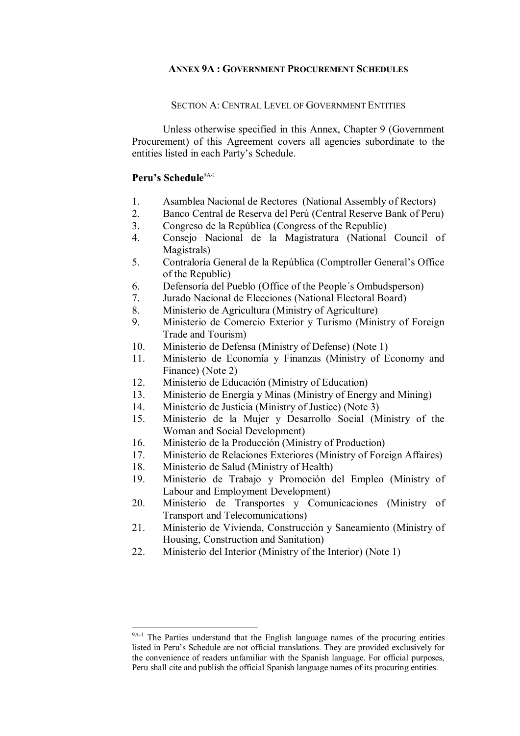## ANNEX 9A : GOVERNMENT PROCUREMENT SCHEDULES

### SECTION A: CENTRAL LEVEL OF GOVERNMENT ENTITIES

Unless otherwise specified in this Annex, Chapter 9 (Government Procurement) of this Agreement covers all agencies subordinate to the entities listed in each Party's Schedule.

**Peru's Schedule**[9A-1]

1. Asamblea Nacional de Rectores (National Assembly of Rectors)
2. Banco Central de Reserva del Perú (Central Reserve Bank of Peru)
3. Congreso de la República (Congress of the Republic)
4. Consejo Nacional de la Magistratura (National Council of Magistrals)
5. Contraloría General de la República (Comptroller General's Office of the Republic)
6. Defensoría del Pueblo (Office of the People´s Ombudsperson)
7. Jurado Nacional de Elecciones (National Electoral Board)
8. Ministerio de Agricultura (Ministry of Agriculture)
9. Ministerio de Comercio Exterior y Turismo (Ministry of Foreign Trade and Tourism)
10. Ministerio de Defensa (Ministry of Defense) (Note 1)
11. Ministerio de Economía y Finanzas (Ministry of Economy and Finance) (Note 2)
12. Ministerio de Educación (Ministry of Education)
13. Ministerio de Energía y Minas (Ministry of Energy and Mining)
14. Ministerio de Justicia (Ministry of Justice) (Note 3)
15. Ministerio de la Mujer y Desarrollo Social (Ministry of the Woman and Social Development)
16. Ministerio de la Producción (Ministry of Production)
17. Ministerio de Relaciones Exteriores (Ministry of Foreign Affaires)
18. Ministerio de Salud (Ministry of Health)
19. Ministerio de Trabajo y Promoción del Empleo (Ministry of Labour and Employment Development)
20. Ministerio de Transportes y Comunicaciones (Ministry of Transport and Telecomunications)
21. Ministerio de Vivienda, Construcción y Saneamiento (Ministry of Housing, Construction and Sanitation)
22. Ministerio del Interior (Ministry of the Interior) (Note 1)

---

[9A-1] The Parties understand that the English language names of the procuring entities listed in Peru's Schedule are not official translations. They are provided exclusively for the convenience of readers unfamiliar with the Spanish language. For official purposes, Peru shall cite and publish the official Spanish language names of its procuring entities.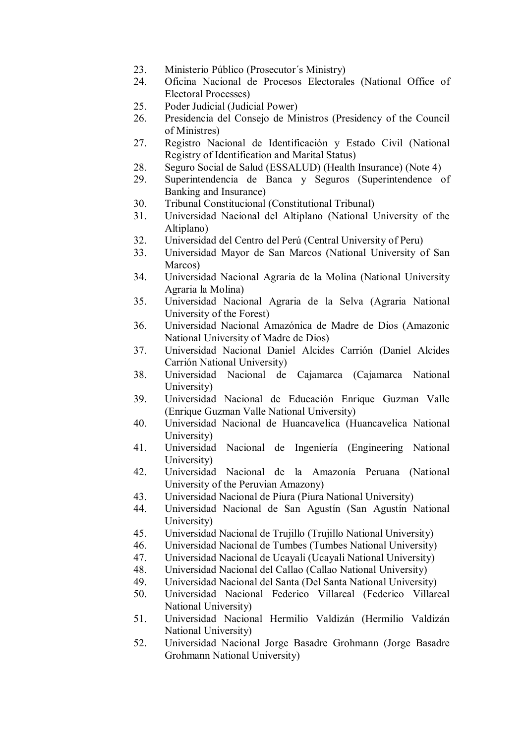23. Ministerio Público (Prosecutor´s Ministry)
24. Oficina Nacional de Procesos Electorales (National Office of Electoral Processes)
25. Poder Judicial (Judicial Power)
26. Presidencia del Consejo de Ministros (Presidency of the Council of Ministres)
27. Registro Nacional de Identificación y Estado Civil (National Registry of Identification and Marital Status)
28. Seguro Social de Salud (ESSALUD) (Health Insurance) (Note 4)
29. Superintendencia de Banca y Seguros (Superintendence of Banking and Insurance)
30. Tribunal Constitucional (Constitutional Tribunal)
31. Universidad Nacional del Altiplano (National University of the Altiplano)
32. Universidad del Centro del Perú (Central University of Peru)
33. Universidad Mayor de San Marcos (National University of San Marcos)
34. Universidad Nacional Agraria de la Molina (National University Agraria la Molina)
35. Universidad Nacional Agraria de la Selva (Agraria National University of the Forest)
36. Universidad Nacional Amazónica de Madre de Dios (Amazonic National University of Madre de Dios)
37. Universidad Nacional Daniel Alcides Carrión (Daniel Alcides Carrión National University)
38. Universidad Nacional de Cajamarca (Cajamarca National University)
39. Universidad Nacional de Educación Enrique Guzman Valle (Enrique Guzman Valle National University)
40. Universidad Nacional de Huancavelica (Huancavelica National University)
41. Universidad Nacional de Ingeniería (Engineering National University)
42. Universidad Nacional de la Amazonía Peruana (National University of the Peruvian Amazony)
43. Universidad Nacional de Piura (Piura National University)
44. Universidad Nacional de San Agustín (San Agustín National University)
45. Universidad Nacional de Trujillo (Trujillo National University)
46. Universidad Nacional de Tumbes (Tumbes National University)
47. Universidad Nacional de Ucayali (Ucayali National University)
48. Universidad Nacional del Callao (Callao National University)
49. Universidad Nacional del Santa (Del Santa National University)
50. Universidad Nacional Federico Villareal (Federico Villareal National University)
51. Universidad Nacional Hermilio Valdizán (Hermilio Valdizán National University)
52. Universidad Nacional Jorge Basadre Grohmann (Jorge Basadre Grohmann National University)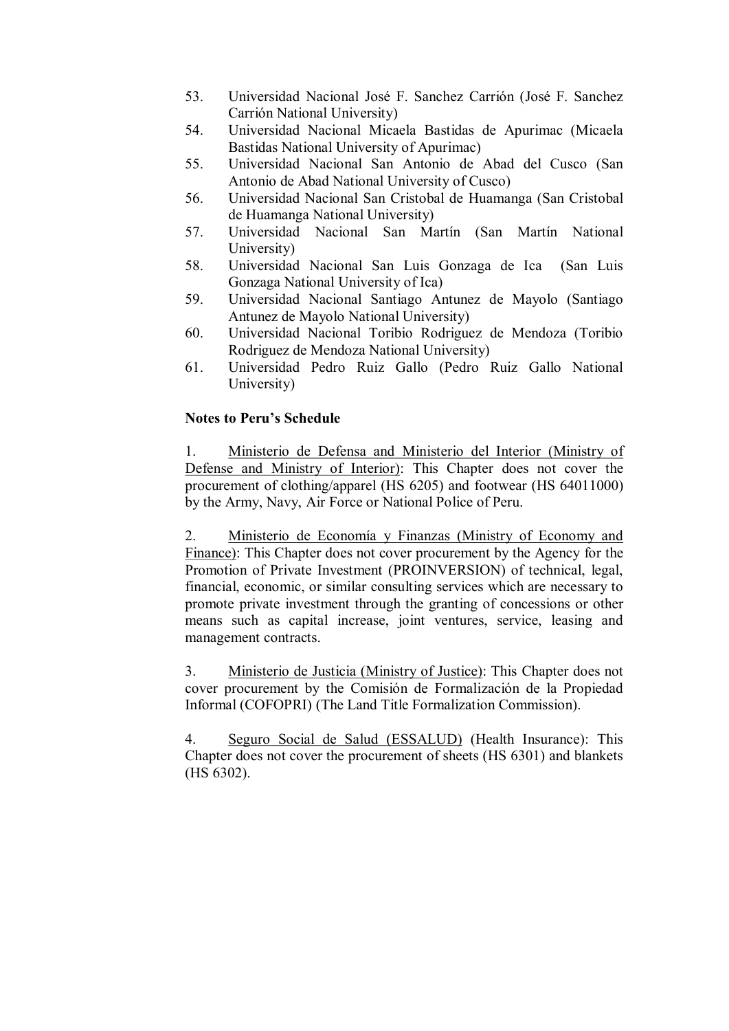53. Universidad Nacional José F. Sanchez Carrión (José F. Sanchez Carrión National University)
54. Universidad Nacional Micaela Bastidas de Apurimac (Micaela Bastidas National University of Apurimac)
55. Universidad Nacional San Antonio de Abad del Cusco (San Antonio de Abad National University of Cusco)
56. Universidad Nacional San Cristobal de Huamanga (San Cristobal de Huamanga National University)
57. Universidad Nacional San Martín (San Martín National University)
58. Universidad Nacional San Luis Gonzaga de Ica (San Luis Gonzaga National University of Ica)
59. Universidad Nacional Santiago Antunez de Mayolo (Santiago Antunez de Mayolo National University)
60. Universidad Nacional Toribio Rodriguez de Mendoza (Toribio Rodriguez de Mendoza National University)
61. Universidad Pedro Ruiz Gallo (Pedro Ruiz Gallo National University)

**Notes to Peru's Schedule**

1. Ministerio de Defensa and Ministerio del Interior (Ministry of Defense and Ministry of Interior): This Chapter does not cover the procurement of clothing/apparel (HS 6205) and footwear (HS 64011000) by the Army, Navy, Air Force or National Police of Peru.

2. Ministerio de Economía y Finanzas (Ministry of Economy and Finance): This Chapter does not cover procurement by the Agency for the Promotion of Private Investment (PROINVERSION) of technical, legal, financial, economic, or similar consulting services which are necessary to promote private investment through the granting of concessions or other means such as capital increase, joint ventures, service, leasing and management contracts.

3. Ministerio de Justicia (Ministry of Justice): This Chapter does not cover procurement by the Comisión de Formalización de la Propiedad Informal (COFOPRI) (The Land Title Formalization Commission).

4. Seguro Social de Salud (ESSALUD) (Health Insurance): This Chapter does not cover the procurement of sheets (HS 6301) and blankets (HS 6302).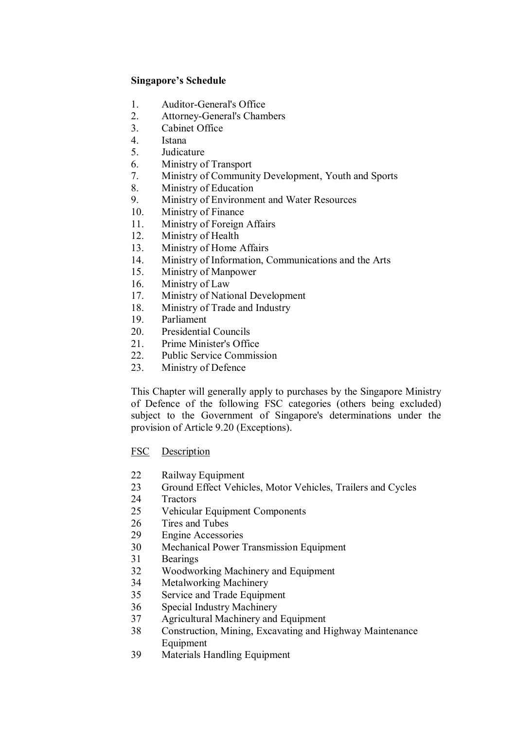**Singapore's Schedule**

1. Auditor-General's Office
2. Attorney-General's Chambers
3. Cabinet Office
4. Istana
5. Judicature
6. Ministry of Transport
7. Ministry of Community Development, Youth and Sports
8. Ministry of Education
9. Ministry of Environment and Water Resources
10. Ministry of Finance
11. Ministry of Foreign Affairs
12. Ministry of Health
13. Ministry of Home Affairs
14. Ministry of Information, Communications and the Arts
15. Ministry of Manpower
16. Ministry of Law
17. Ministry of National Development
18. Ministry of Trade and Industry
19. Parliament
20. Presidential Councils
21. Prime Minister's Office
22. Public Service Commission
23. Ministry of Defence

This Chapter will generally apply to purchases by the Singapore Ministry of Defence of the following FSC categories (others being excluded) subject to the Government of Singapore's determinations under the provision of Article 9.20 (Exceptions).

| FSC | Description |
|---|---|
| 22 | Railway Equipment |
| 23 | Ground Effect Vehicles, Motor Vehicles, Trailers and Cycles |
| 24 | Tractors |
| 25 | Vehicular Equipment Components |
| 26 | Tires and Tubes |
| 29 | Engine Accessories |
| 30 | Mechanical Power Transmission Equipment |
| 31 | Bearings |
| 32 | Woodworking Machinery and Equipment |
| 34 | Metalworking Machinery |
| 35 | Service and Trade Equipment |
| 36 | Special Industry Machinery |
| 37 | Agricultural Machinery and Equipment |
| 38 | Construction, Mining, Excavating and Highway Maintenance Equipment |
| 39 | Materials Handling Equipment |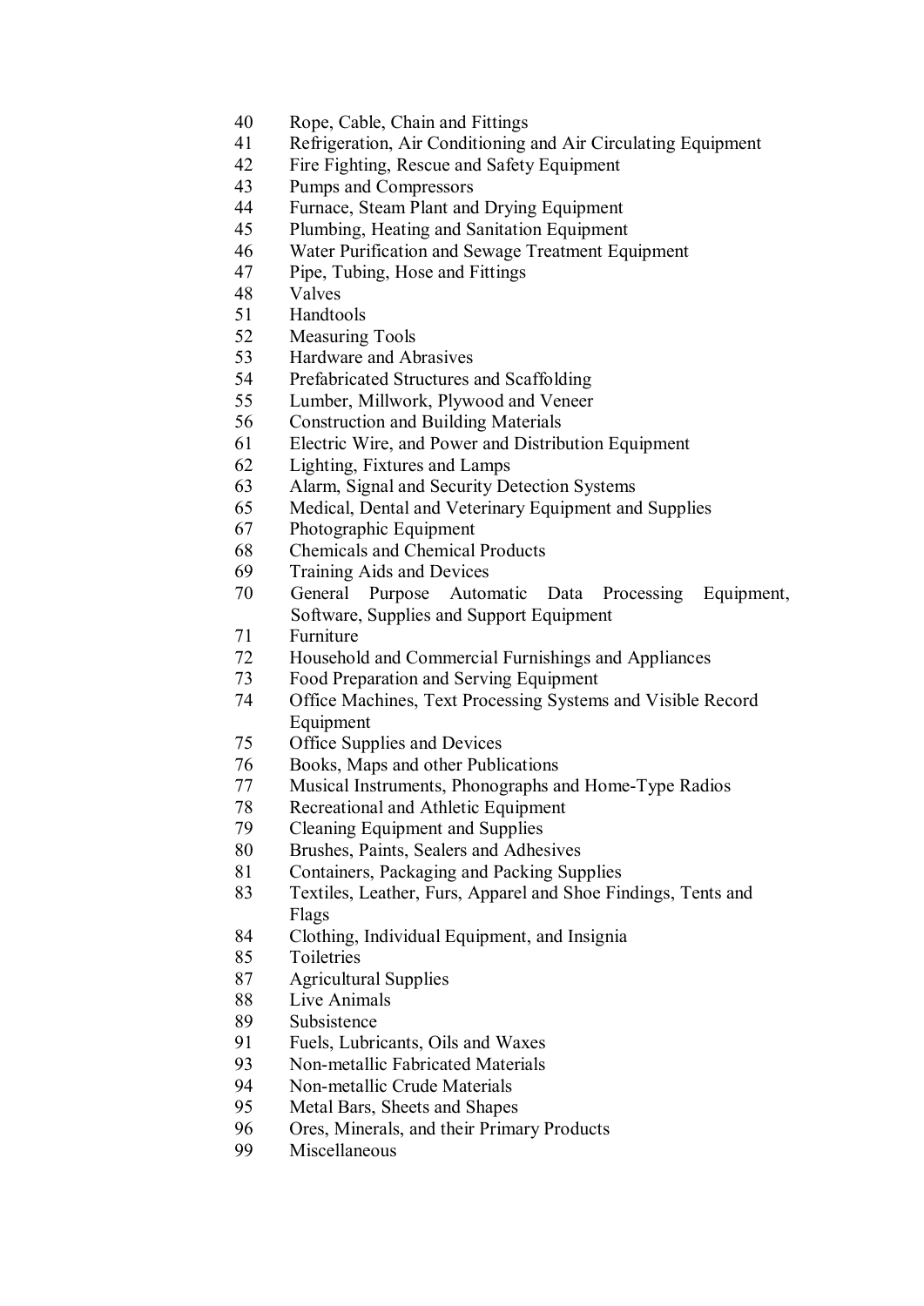40 Rope, Cable, Chain and Fittings
41 Refrigeration, Air Conditioning and Air Circulating Equipment
42 Fire Fighting, Rescue and Safety Equipment
43 Pumps and Compressors
44 Furnace, Steam Plant and Drying Equipment
45 Plumbing, Heating and Sanitation Equipment
46 Water Purification and Sewage Treatment Equipment
47 Pipe, Tubing, Hose and Fittings
48 Valves
51 Handtools
52 Measuring Tools
53 Hardware and Abrasives
54 Prefabricated Structures and Scaffolding
55 Lumber, Millwork, Plywood and Veneer
56 Construction and Building Materials
61 Electric Wire, and Power and Distribution Equipment
62 Lighting, Fixtures and Lamps
63 Alarm, Signal and Security Detection Systems
65 Medical, Dental and Veterinary Equipment and Supplies
67 Photographic Equipment
68 Chemicals and Chemical Products
69 Training Aids and Devices
70 General Purpose Automatic Data Processing Equipment, Software, Supplies and Support Equipment
71 Furniture
72 Household and Commercial Furnishings and Appliances
73 Food Preparation and Serving Equipment
74 Office Machines, Text Processing Systems and Visible Record Equipment
75 Office Supplies and Devices
76 Books, Maps and other Publications
77 Musical Instruments, Phonographs and Home-Type Radios
78 Recreational and Athletic Equipment
79 Cleaning Equipment and Supplies
80 Brushes, Paints, Sealers and Adhesives
81 Containers, Packaging and Packing Supplies
83 Textiles, Leather, Furs, Apparel and Shoe Findings, Tents and Flags
84 Clothing, Individual Equipment, and Insignia
85 Toiletries
87 Agricultural Supplies
88 Live Animals
89 Subsistence
91 Fuels, Lubricants, Oils and Waxes
93 Non-metallic Fabricated Materials
94 Non-metallic Crude Materials
95 Metal Bars, Sheets and Shapes
96 Ores, Minerals, and their Primary Products
99 Miscellaneous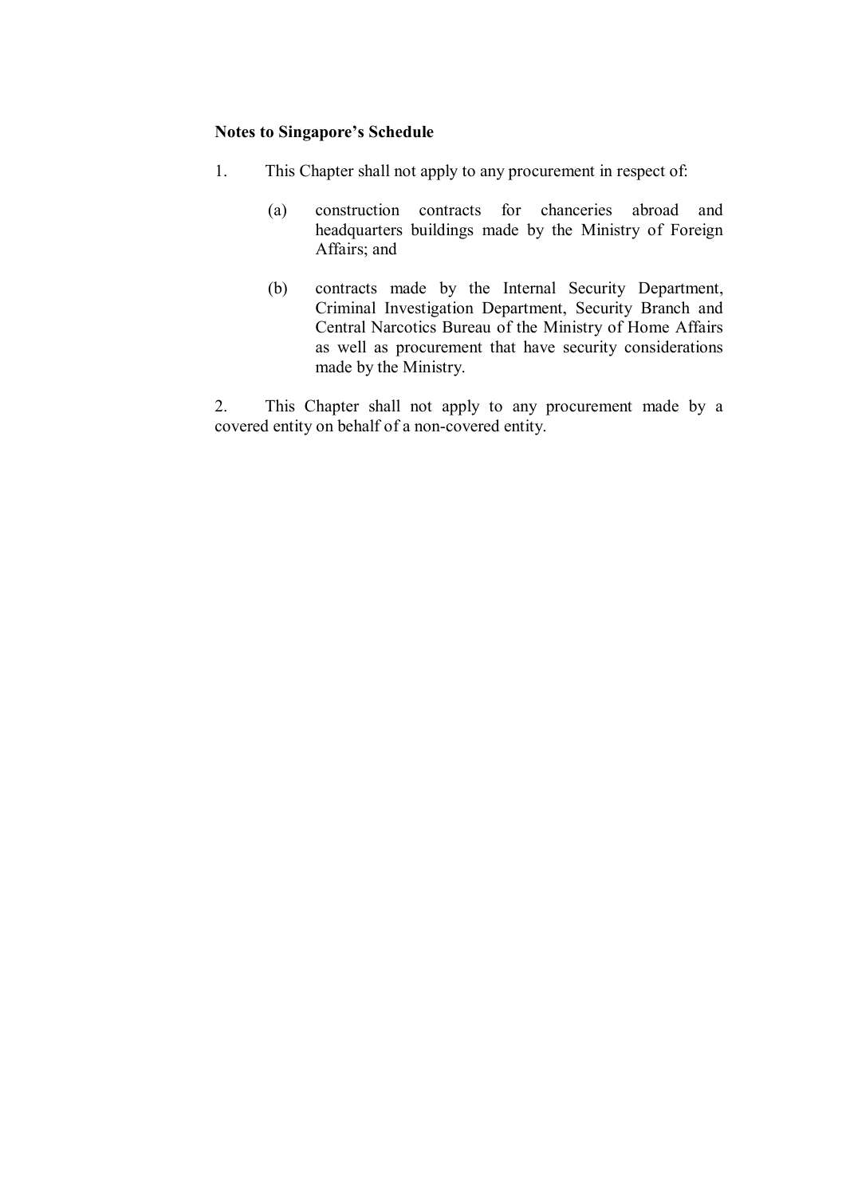**Notes to Singapore's Schedule**

1. This Chapter shall not apply to any procurement in respect of:

   (a) construction contracts for chanceries abroad and headquarters buildings made by the Ministry of Foreign Affairs; and

   (b) contracts made by the Internal Security Department, Criminal Investigation Department, Security Branch and Central Narcotics Bureau of the Ministry of Home Affairs as well as procurement that have security considerations made by the Ministry.

2. This Chapter shall not apply to any procurement made by a covered entity on behalf of a non-covered entity.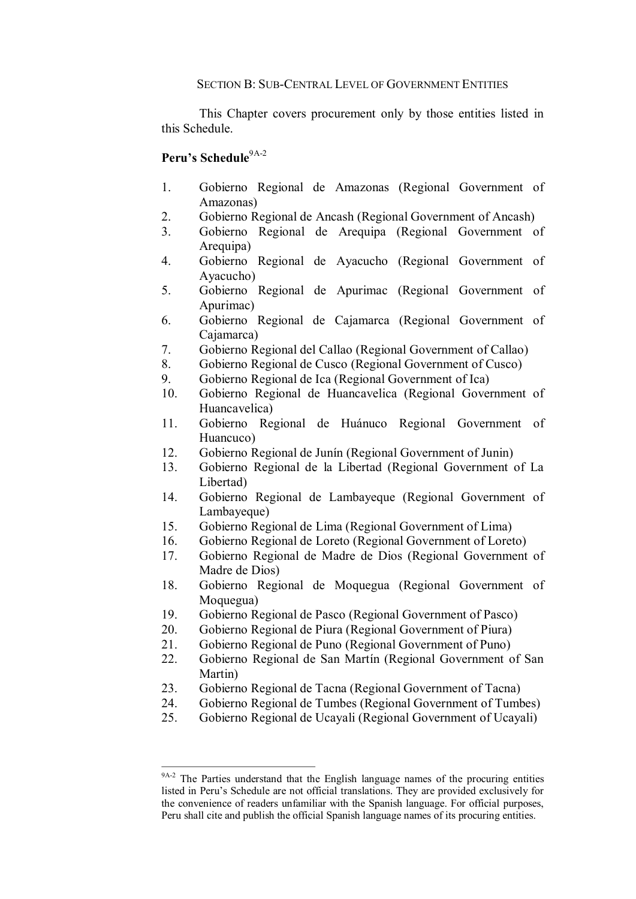SECTION B: SUB-CENTRAL LEVEL OF GOVERNMENT ENTITIES

This Chapter covers procurement only by those entities listed in this Schedule.

**Peru's Schedule**[9A-2]

1. Gobierno Regional de Amazonas (Regional Government of Amazonas)
2. Gobierno Regional de Ancash (Regional Government of Ancash)
3. Gobierno Regional de Arequipa (Regional Government of Arequipa)
4. Gobierno Regional de Ayacucho (Regional Government of Ayacucho)
5. Gobierno Regional de Apurimac (Regional Government of Apurimac)
6. Gobierno Regional de Cajamarca (Regional Government of Cajamarca)
7. Gobierno Regional del Callao (Regional Government of Callao)
8. Gobierno Regional de Cusco (Regional Government of Cusco)
9. Gobierno Regional de Ica (Regional Government of Ica)
10. Gobierno Regional de Huancavelica (Regional Government of Huancavelica)
11. Gobierno Regional de Huánuco Regional Government of Huancuco)
12. Gobierno Regional de Junín (Regional Government of Junin)
13. Gobierno Regional de la Libertad (Regional Government of La Libertad)
14. Gobierno Regional de Lambayeque (Regional Government of Lambayeque)
15. Gobierno Regional de Lima (Regional Government of Lima)
16. Gobierno Regional de Loreto (Regional Government of Loreto)
17. Gobierno Regional de Madre de Dios (Regional Government of Madre de Dios)
18. Gobierno Regional de Moquegua (Regional Government of Moquegua)
19. Gobierno Regional de Pasco (Regional Government of Pasco)
20. Gobierno Regional de Piura (Regional Government of Piura)
21. Gobierno Regional de Puno (Regional Government of Puno)
22. Gobierno Regional de San Martín (Regional Government of San Martin)
23. Gobierno Regional de Tacna (Regional Government of Tacna)
24. Gobierno Regional de Tumbes (Regional Government of Tumbes)
25. Gobierno Regional de Ucayali (Regional Government of Ucayali)

---

[9A-2] The Parties understand that the English language names of the procuring entities listed in Peru's Schedule are not official translations. They are provided exclusively for the convenience of readers unfamiliar with the Spanish language. For official purposes, Peru shall cite and publish the official Spanish language names of its procuring entities.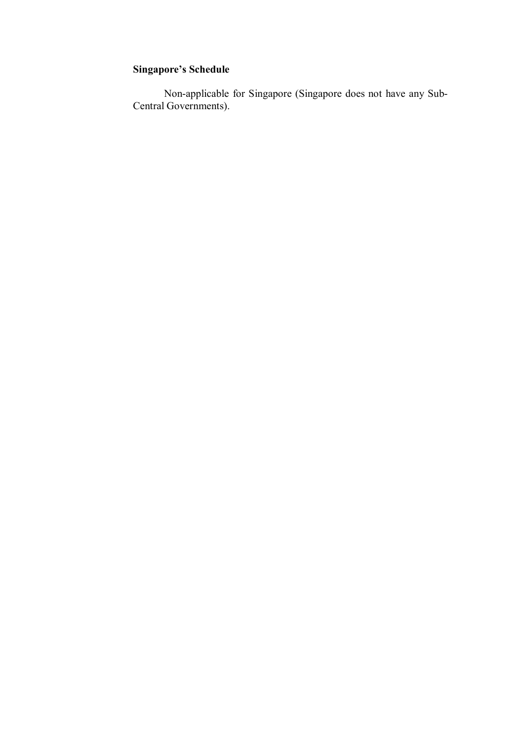**Singapore's Schedule**

Non-applicable for Singapore (Singapore does not have any Sub-Central Governments).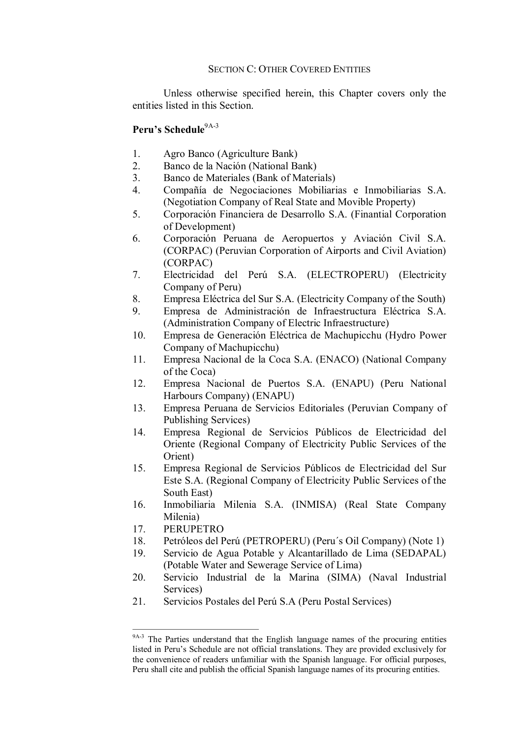SECTION C: OTHER COVERED ENTITIES

Unless otherwise specified herein, this Chapter covers only the entities listed in this Section.

**Peru's Schedule**[9A-3]

1. Agro Banco (Agriculture Bank)
2. Banco de la Nación (National Bank)
3. Banco de Materiales (Bank of Materials)
4. Compañía de Negociaciones Mobiliarias e Inmobiliarias S.A. (Negotiation Company of Real State and Movible Property)
5. Corporación Financiera de Desarrollo S.A. (Finantial Corporation of Development)
6. Corporación Peruana de Aeropuertos y Aviación Civil S.A. (CORPAC) (Peruvian Corporation of Airports and Civil Aviation) (CORPAC)
7. Electricidad del Perú S.A. (ELECTROPERU) (Electricity Company of Peru)
8. Empresa Eléctrica del Sur S.A. (Electricity Company of the South)
9. Empresa de Administración de Infraestructura Eléctrica S.A. (Administration Company of Electric Infraestructure)
10. Empresa de Generación Eléctrica de Machupicchu (Hydro Power Company of Machupicchu)
11. Empresa Nacional de la Coca S.A. (ENACO) (National Company of the Coca)
12. Empresa Nacional de Puertos S.A. (ENAPU) (Peru National Harbours Company) (ENAPU)
13. Empresa Peruana de Servicios Editoriales (Peruvian Company of Publishing Services)
14. Empresa Regional de Servicios Públicos de Electricidad del Oriente (Regional Company of Electricity Public Services of the Orient)
15. Empresa Regional de Servicios Públicos de Electricidad del Sur Este S.A. (Regional Company of Electricity Public Services of the South East)
16. Inmobiliaria Milenia S.A. (INMISA) (Real State Company Milenia)
17. PERUPETRO
18. Petróleos del Perú (PETROPERU) (Peru´s Oil Company) (Note 1)
19. Servicio de Agua Potable y Alcantarillado de Lima (SEDAPAL) (Potable Water and Sewerage Service of Lima)
20. Servicio Industrial de la Marina (SIMA) (Naval Industrial Services)
21. Servicios Postales del Perú S.A (Peru Postal Services)

---

[9A-3] The Parties understand that the English language names of the procuring entities listed in Peru's Schedule are not official translations. They are provided exclusively for the convenience of readers unfamiliar with the Spanish language. For official purposes, Peru shall cite and publish the official Spanish language names of its procuring entities.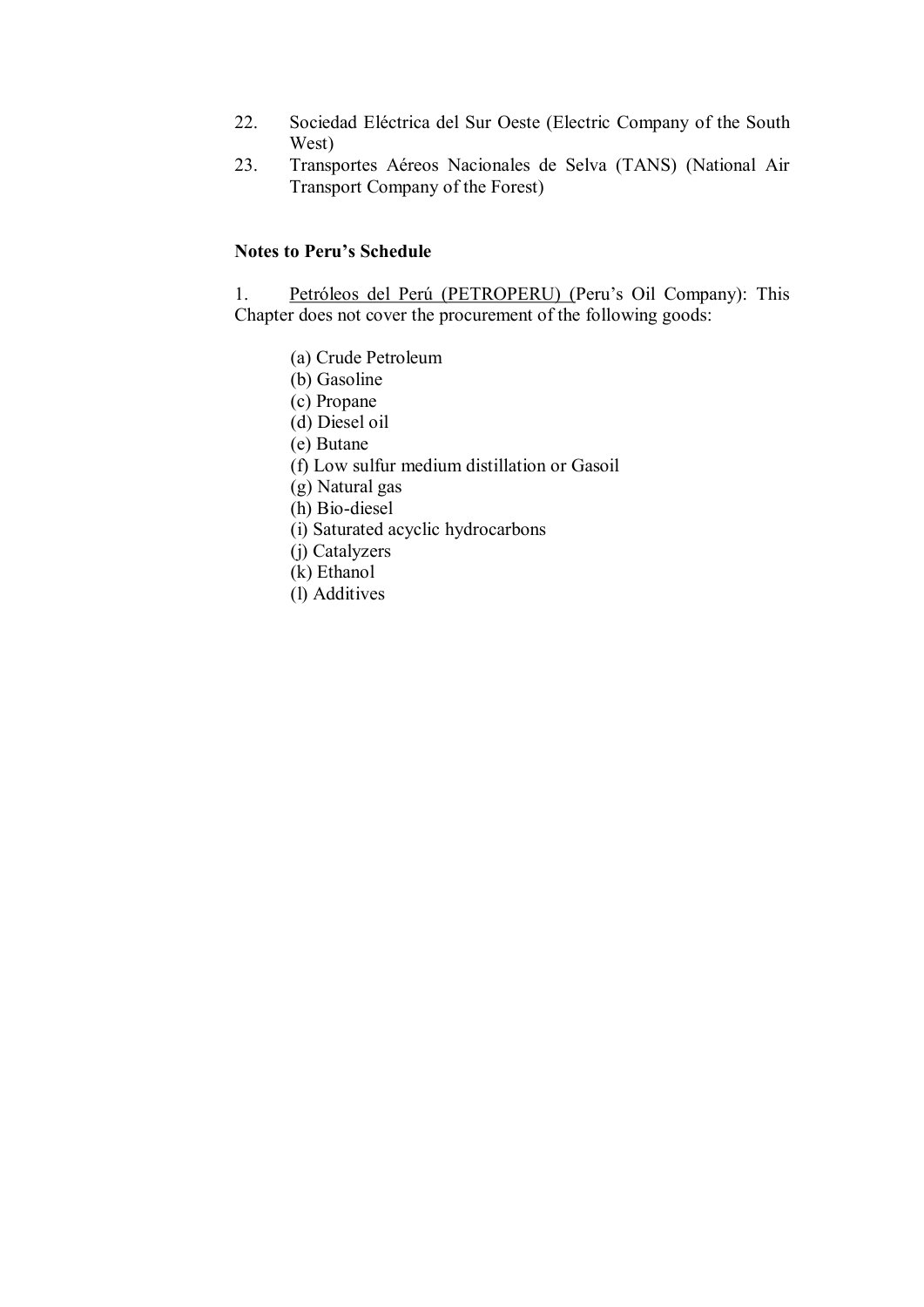22. Sociedad Eléctrica del Sur Oeste (Electric Company of the South West)
23. Transportes Aéreos Nacionales de Selva (TANS) (National Air Transport Company of the Forest)

**Notes to Peru's Schedule**

1. Petróleos del Perú (PETROPERU) (Peru's Oil Company): This Chapter does not cover the procurement of the following goods:

(a) Crude Petroleum
(b) Gasoline
(c) Propane
(d) Diesel oil
(e) Butane
(f) Low sulfur medium distillation or Gasoil
(g) Natural gas
(h) Bio-diesel
(i) Saturated acyclic hydrocarbons
(j) Catalyzers
(k) Ethanol
(l) Additives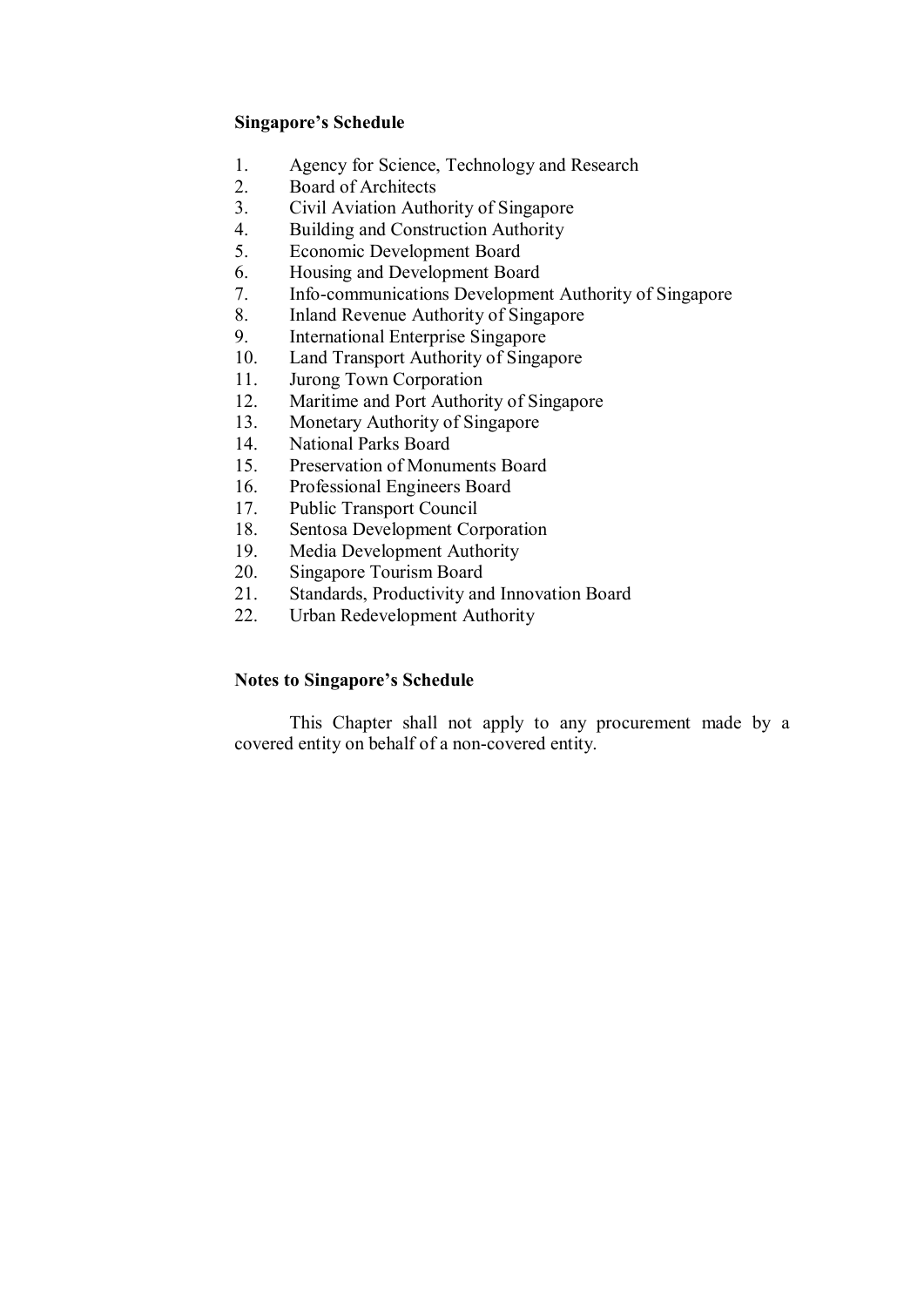**Singapore's Schedule**

1. Agency for Science, Technology and Research
2. Board of Architects
3. Civil Aviation Authority of Singapore
4. Building and Construction Authority
5. Economic Development Board
6. Housing and Development Board
7. Info-communications Development Authority of Singapore
8. Inland Revenue Authority of Singapore
9. International Enterprise Singapore
10. Land Transport Authority of Singapore
11. Jurong Town Corporation
12. Maritime and Port Authority of Singapore
13. Monetary Authority of Singapore
14. National Parks Board
15. Preservation of Monuments Board
16. Professional Engineers Board
17. Public Transport Council
18. Sentosa Development Corporation
19. Media Development Authority
20. Singapore Tourism Board
21. Standards, Productivity and Innovation Board
22. Urban Redevelopment Authority

**Notes to Singapore's Schedule**

This Chapter shall not apply to any procurement made by a covered entity on behalf of a non-covered entity.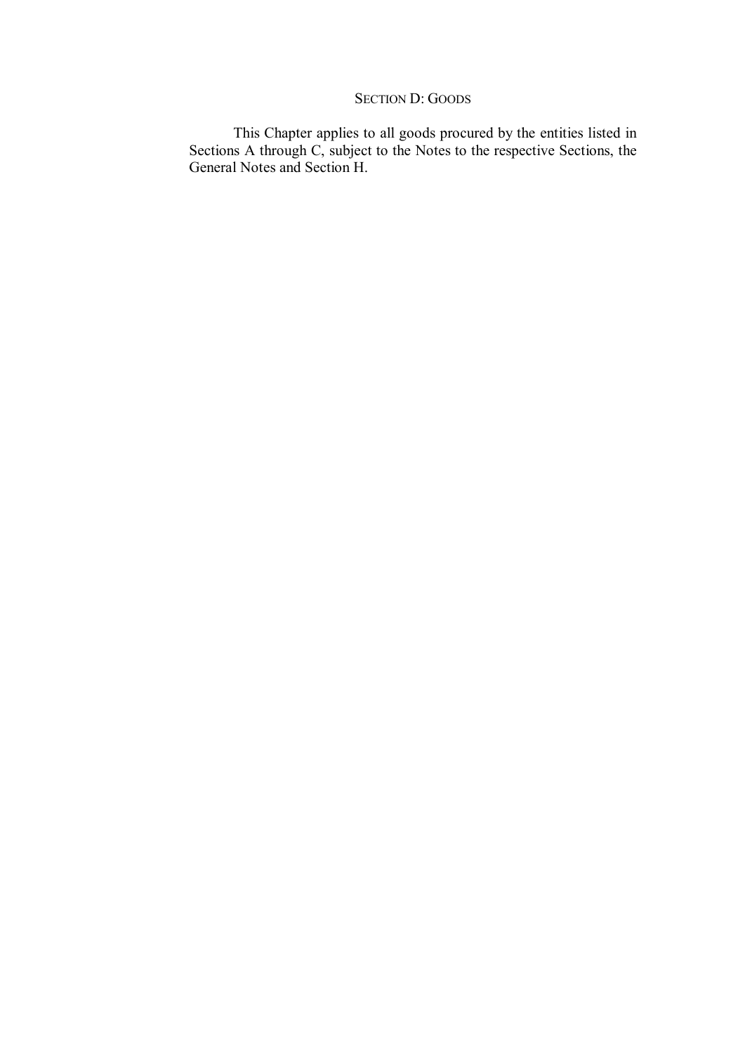## Section D: Goods

This Chapter applies to all goods procured by the entities listed in Sections A through C, subject to the Notes to the respective Sections, the General Notes and Section H.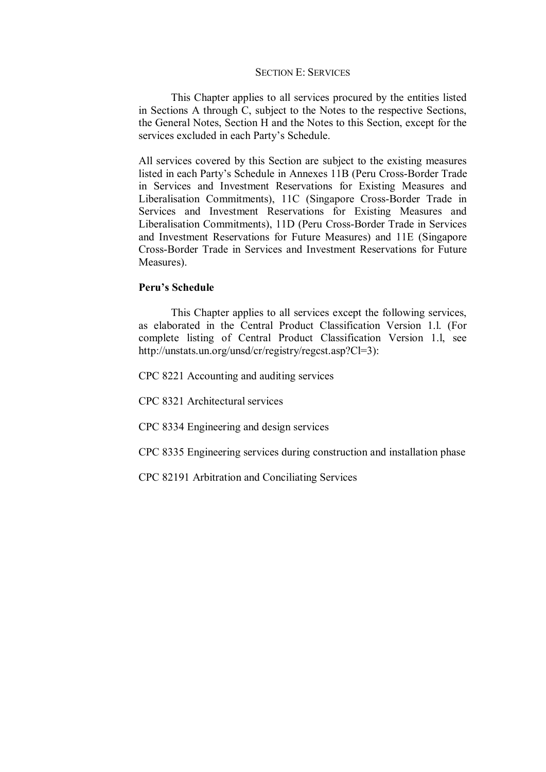## SECTION E: SERVICES

This Chapter applies to all services procured by the entities listed in Sections A through C, subject to the Notes to the respective Sections, the General Notes, Section H and the Notes to this Section, except for the services excluded in each Party's Schedule.

All services covered by this Section are subject to the existing measures listed in each Party's Schedule in Annexes 11B (Peru Cross-Border Trade in Services and Investment Reservations for Existing Measures and Liberalisation Commitments), 11C (Singapore Cross-Border Trade in Services and Investment Reservations for Existing Measures and Liberalisation Commitments), 11D (Peru Cross-Border Trade in Services and Investment Reservations for Future Measures) and 11E (Singapore Cross-Border Trade in Services and Investment Reservations for Future Measures).

**Peru's Schedule**

This Chapter applies to all services except the following services, as elaborated in the Central Product Classification Version 1.l. (For complete listing of Central Product Classification Version 1.l, see http://unstats.un.org/unsd/cr/registry/regcst.asp?Cl=3):

CPC 8221 Accounting and auditing services

CPC 8321 Architectural services

CPC 8334 Engineering and design services

CPC 8335 Engineering services during construction and installation phase

CPC 82191 Arbitration and Conciliating Services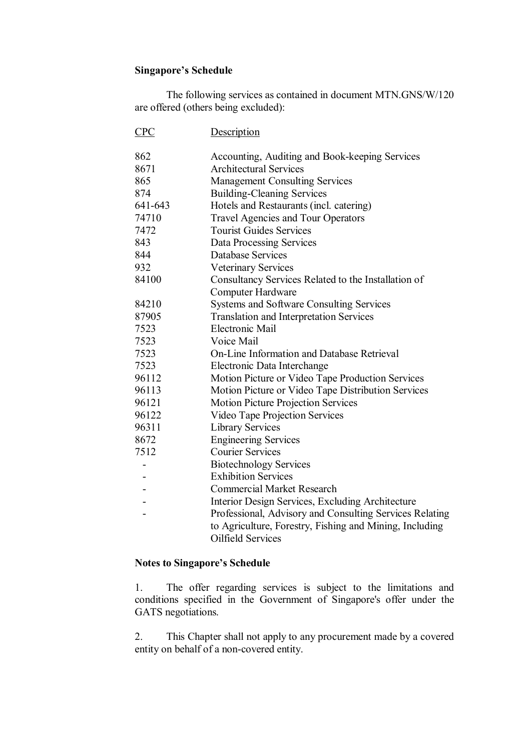**Singapore's Schedule**

The following services as contained in document MTN.GNS/W/120 are offered (others being excluded):

| CPC | Description |
|---|---|
| 862 | Accounting, Auditing and Book-keeping Services |
| 8671 | Architectural Services |
| 865 | Management Consulting Services |
| 874 | Building-Cleaning Services |
| 641-643 | Hotels and Restaurants (incl. catering) |
| 74710 | Travel Agencies and Tour Operators |
| 7472 | Tourist Guides Services |
| 843 | Data Processing Services |
| 844 | Database Services |
| 932 | Veterinary Services |
| 84100 | Consultancy Services Related to the Installation of Computer Hardware |
| 84210 | Systems and Software Consulting Services |
| 87905 | Translation and Interpretation Services |
| 7523 | Electronic Mail |
| 7523 | Voice Mail |
| 7523 | On-Line Information and Database Retrieval |
| 7523 | Electronic Data Interchange |
| 96112 | Motion Picture or Video Tape Production Services |
| 96113 | Motion Picture or Video Tape Distribution Services |
| 96121 | Motion Picture Projection Services |
| 96122 | Video Tape Projection Services |
| 96311 | Library Services |
| 8672 | Engineering Services |
| 7512 | Courier Services |
| - | Biotechnology Services |
| - | Exhibition Services |
| - | Commercial Market Research |
| - | Interior Design Services, Excluding Architecture |
| - | Professional, Advisory and Consulting Services Relating to Agriculture, Forestry, Fishing and Mining, Including Oilfield Services |

**Notes to Singapore's Schedule**

1. The offer regarding services is subject to the limitations and conditions specified in the Government of Singapore's offer under the GATS negotiations.

2. This Chapter shall not apply to any procurement made by a covered entity on behalf of a non-covered entity.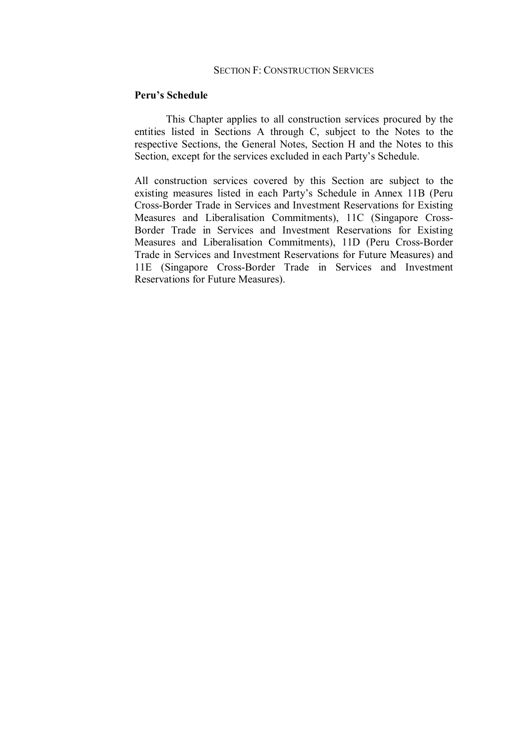## SECTION F: CONSTRUCTION SERVICES

**Peru's Schedule**

This Chapter applies to all construction services procured by the entities listed in Sections A through C, subject to the Notes to the respective Sections, the General Notes, Section H and the Notes to this Section, except for the services excluded in each Party's Schedule.

All construction services covered by this Section are subject to the existing measures listed in each Party's Schedule in Annex 11B (Peru Cross-Border Trade in Services and Investment Reservations for Existing Measures and Liberalisation Commitments), 11C (Singapore Cross-Border Trade in Services and Investment Reservations for Existing Measures and Liberalisation Commitments), 11D (Peru Cross-Border Trade in Services and Investment Reservations for Future Measures) and 11E (Singapore Cross-Border Trade in Services and Investment Reservations for Future Measures).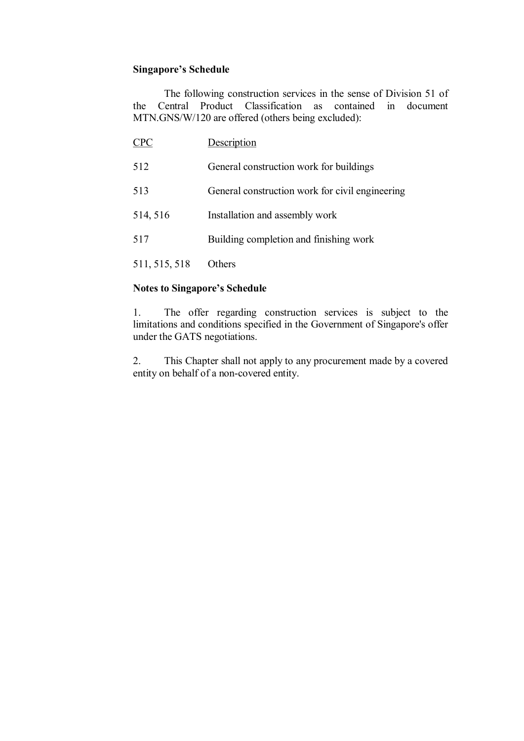**Singapore's Schedule**

The following construction services in the sense of Division 51 of the Central Product Classification as contained in document MTN.GNS/W/120 are offered (others being excluded):

| CPC | Description |
| --- | --- |
| 512 | General construction work for buildings |
| 513 | General construction work for civil engineering |
| 514, 516 | Installation and assembly work |
| 517 | Building completion and finishing work |
| 511, 515, 518 | Others |

**Notes to Singapore's Schedule**

1. The offer regarding construction services is subject to the limitations and conditions specified in the Government of Singapore's offer under the GATS negotiations.

2. This Chapter shall not apply to any procurement made by a covered entity on behalf of a non-covered entity.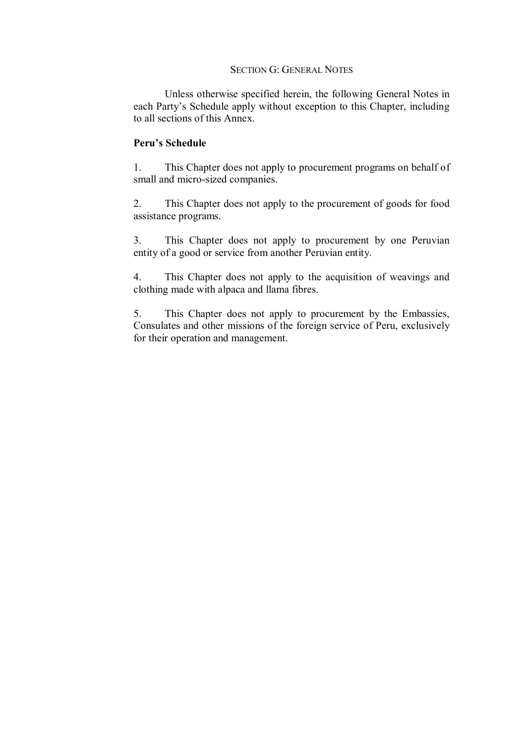## SECTION G: GENERAL NOTES

Unless otherwise specified herein, the following General Notes in each Party's Schedule apply without exception to this Chapter, including to all sections of this Annex.

**Peru's Schedule**

1. This Chapter does not apply to procurement programs on behalf of small and micro-sized companies.

2. This Chapter does not apply to the procurement of goods for food assistance programs.

3. This Chapter does not apply to procurement by one Peruvian entity of a good or service from another Peruvian entity.

4. This Chapter does not apply to the acquisition of weavings and clothing made with alpaca and llama fibres.

5. This Chapter does not apply to procurement by the Embassies, Consulates and other missions of the foreign service of Peru, exclusively for their operation and management.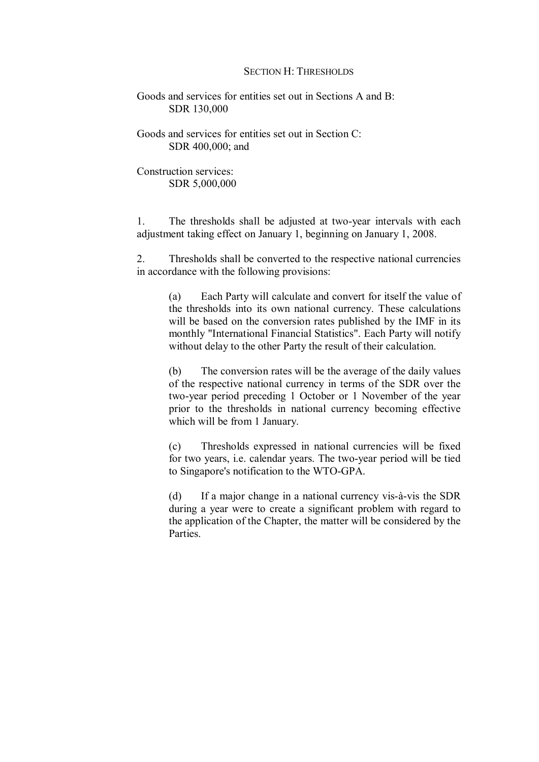## SECTION H: THRESHOLDS

Goods and services for entities set out in Sections A and B:
SDR 130,000

Goods and services for entities set out in Section C:
SDR 400,000; and

Construction services:
SDR 5,000,000

1. The thresholds shall be adjusted at two-year intervals with each adjustment taking effect on January 1, beginning on January 1, 2008.

2. Thresholds shall be converted to the respective national currencies in accordance with the following provisions:

   (a) Each Party will calculate and convert for itself the value of the thresholds into its own national currency. These calculations will be based on the conversion rates published by the IMF in its monthly "International Financial Statistics". Each Party will notify without delay to the other Party the result of their calculation.

   (b) The conversion rates will be the average of the daily values of the respective national currency in terms of the SDR over the two-year period preceding 1 October or 1 November of the year prior to the thresholds in national currency becoming effective which will be from 1 January.

   (c) Thresholds expressed in national currencies will be fixed for two years, i.e. calendar years. The two-year period will be tied to Singapore's notification to the WTO-GPA.

   (d) If a major change in a national currency vis-à-vis the SDR during a year were to create a significant problem with regard to the application of the Chapter, the matter will be considered by the Parties.